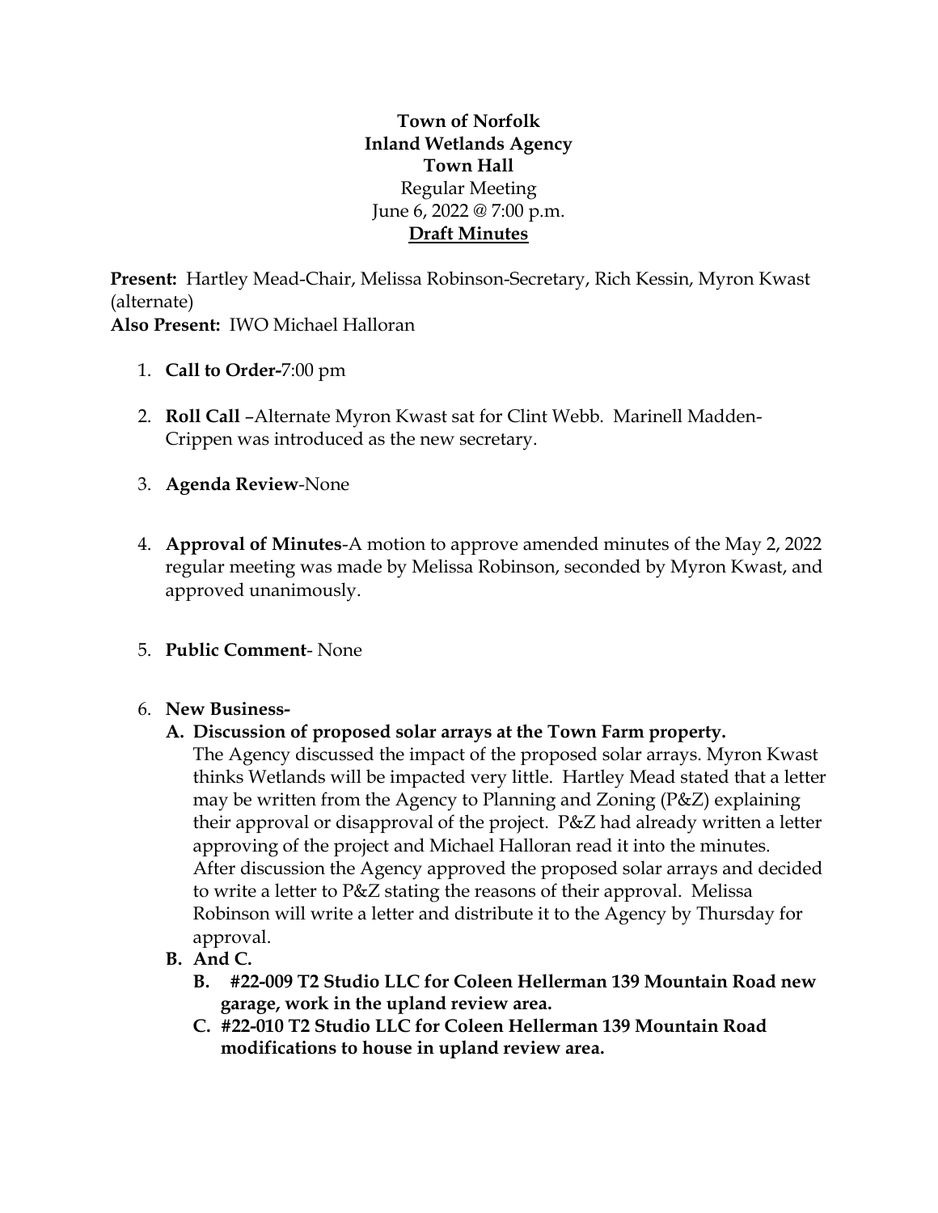**Town of Norfolk**
**Inland Wetlands Agency**
**Town Hall**
Regular Meeting
June 6, 2022 @ 7:00 p.m.
**Draft Minutes**

**Present:** Hartley Mead-Chair, Melissa Robinson-Secretary, Rich Kessin, Myron Kwast (alternate)
**Also Present:** IWO Michael Halloran

1. **Call to Order-**7:00 pm

2. **Roll Call** –Alternate Myron Kwast sat for Clint Webb. Marinell Madden-Crippen was introduced as the new secretary.

3. **Agenda Review**-None

4. **Approval of Minutes**-A motion to approve amended minutes of the May 2, 2022 regular meeting was made by Melissa Robinson, seconded by Myron Kwast, and approved unanimously.

5. **Public Comment**- None

6. **New Business-**
   **A. Discussion of proposed solar arrays at the Town Farm property.**
   The Agency discussed the impact of the proposed solar arrays. Myron Kwast thinks Wetlands will be impacted very little. Hartley Mead stated that a letter may be written from the Agency to Planning and Zoning (P&Z) explaining their approval or disapproval of the project. P&Z had already written a letter approving of the project and Michael Halloran read it into the minutes. After discussion the Agency approved the proposed solar arrays and decided to write a letter to P&Z stating the reasons of their approval. Melissa Robinson will write a letter and distribute it to the Agency by Thursday for approval.
   **B. And C.**
      **B. #22-009 T2 Studio LLC for Coleen Hellerman 139 Mountain Road new garage, work in the upland review area.**
      **C. #22-010 T2 Studio LLC for Coleen Hellerman 139 Mountain Road modifications to house in upland review area.**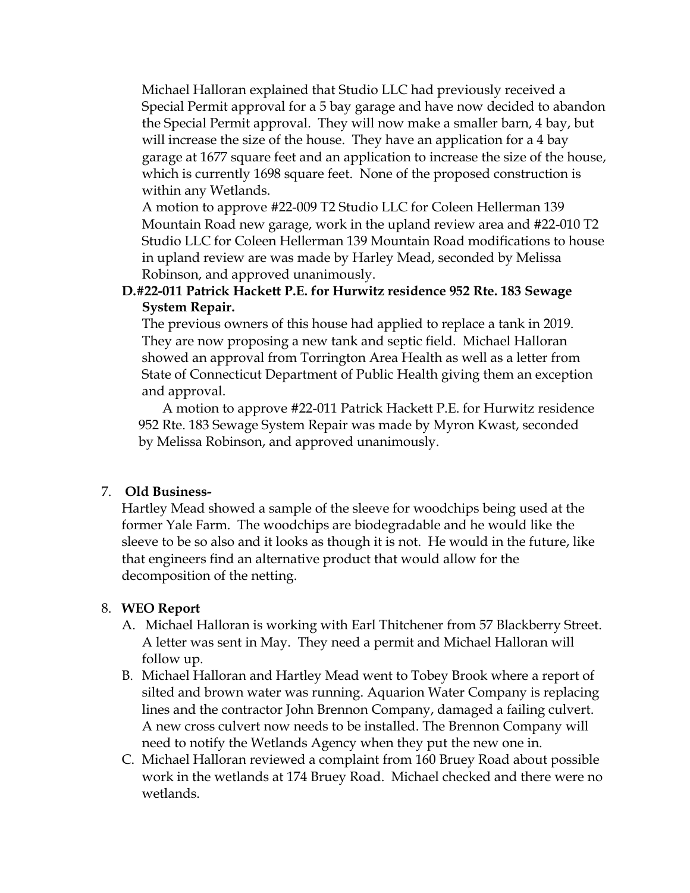Michael Halloran explained that Studio LLC had previously received a Special Permit approval for a 5 bay garage and have now decided to abandon the Special Permit approval. They will now make a smaller barn, 4 bay, but will increase the size of the house. They have an application for a 4 bay garage at 1677 square feet and an application to increase the size of the house, which is currently 1698 square feet. None of the proposed construction is within any Wetlands.

A motion to approve #22-009 T2 Studio LLC for Coleen Hellerman 139 Mountain Road new garage, work in the upland review area and #22-010 T2 Studio LLC for Coleen Hellerman 139 Mountain Road modifications to house in upland review are was made by Harley Mead, seconded by Melissa Robinson, and approved unanimously.

**D.#22-011 Patrick Hackett P.E. for Hurwitz residence 952 Rte. 183 Sewage System Repair.**

The previous owners of this house had applied to replace a tank in 2019. They are now proposing a new tank and septic field. Michael Halloran showed an approval from Torrington Area Health as well as a letter from State of Connecticut Department of Public Health giving them an exception and approval.

A motion to approve #22-011 Patrick Hackett P.E. for Hurwitz residence 952 Rte. 183 Sewage System Repair was made by Myron Kwast, seconded by Melissa Robinson, and approved unanimously.

7. **Old Business-**

Hartley Mead showed a sample of the sleeve for woodchips being used at the former Yale Farm. The woodchips are biodegradable and he would like the sleeve to be so also and it looks as though it is not. He would in the future, like that engineers find an alternative product that would allow for the decomposition of the netting.

8. **WEO Report**
   A. Michael Halloran is working with Earl Thitchener from 57 Blackberry Street. A letter was sent in May. They need a permit and Michael Halloran will follow up.
   B. Michael Halloran and Hartley Mead went to Tobey Brook where a report of silted and brown water was running. Aquarion Water Company is replacing lines and the contractor John Brennon Company, damaged a failing culvert. A new cross culvert now needs to be installed. The Brennon Company will need to notify the Wetlands Agency when they put the new one in.
   C. Michael Halloran reviewed a complaint from 160 Bruey Road about possible work in the wetlands at 174 Bruey Road. Michael checked and there were no wetlands.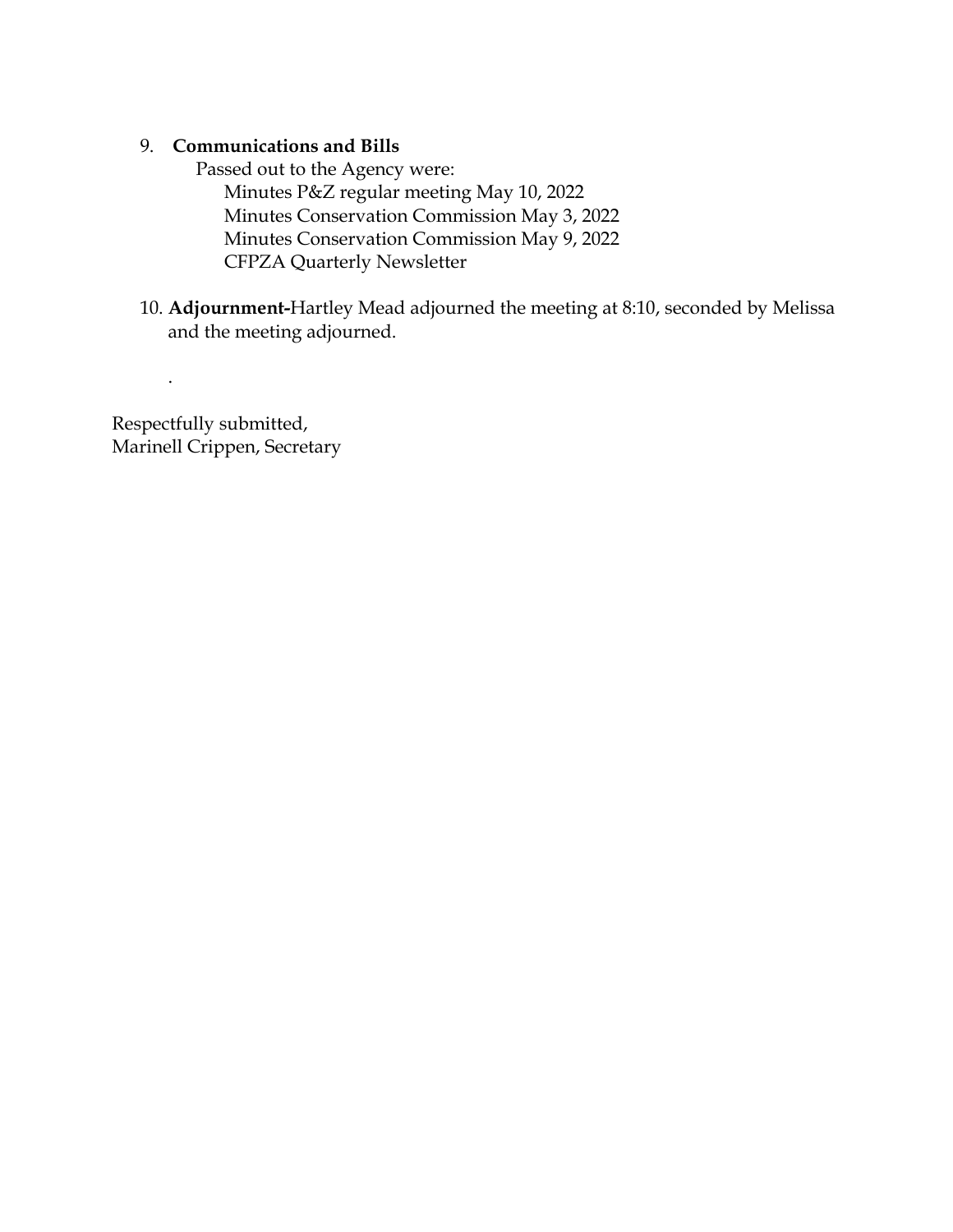9. **Communications and Bills**

   Passed out to the Agency were:

   Minutes P&Z regular meeting May 10, 2022
   Minutes Conservation Commission May 3, 2022
   Minutes Conservation Commission May 9, 2022
   CFPZA Quarterly Newsletter

10. **Adjournment-**Hartley Mead adjourned the meeting at 8:10, seconded by Melissa and the meeting adjourned.

.

Respectfully submitted,
Marinell Crippen, Secretary